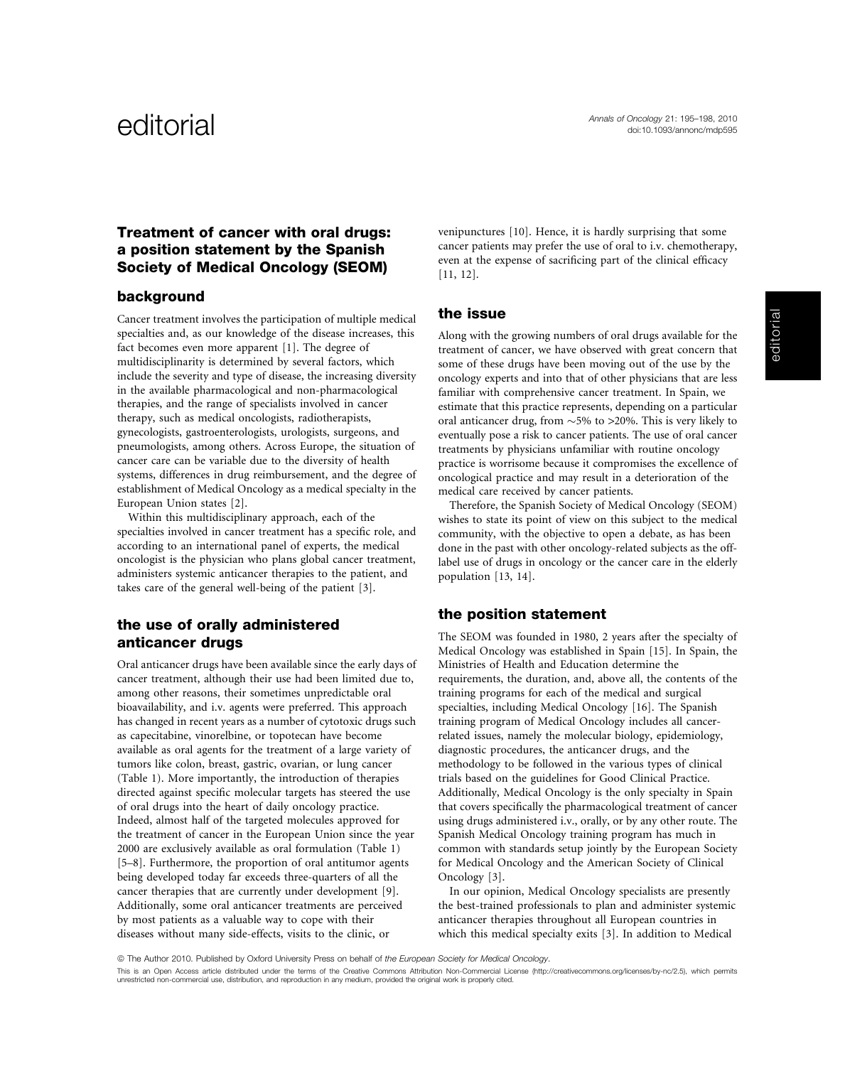# Treatment of cancer with oral drugs: a position statement by the Spanish Society of Medical Oncology (SEOM)

## background

Cancer treatment involves the participation of multiple medical specialties and, as our knowledge of the disease increases, this fact becomes even more apparent [1]. The degree of multidisciplinarity is determined by several factors, which include the severity and type of disease, the increasing diversity in the available pharmacological and non-pharmacological therapies, and the range of specialists involved in cancer therapy, such as medical oncologists, radiotherapists, gynecologists, gastroenterologists, urologists, surgeons, and pneumologists, among others. Across Europe, the situation of cancer care can be variable due to the diversity of health systems, differences in drug reimbursement, and the degree of establishment of Medical Oncology as a medical specialty in the European Union states [2].

Within this multidisciplinary approach, each of the specialties involved in cancer treatment has a specific role, and according to an international panel of experts, the medical oncologist is the physician who plans global cancer treatment, administers systemic anticancer therapies to the patient, and takes care of the general well-being of the patient [3].

## the use of orally administered anticancer drugs

Oral anticancer drugs have been available since the early days of cancer treatment, although their use had been limited due to, among other reasons, their sometimes unpredictable oral bioavailability, and i.v. agents were preferred. This approach has changed in recent years as a number of cytotoxic drugs such as capecitabine, vinorelbine, or topotecan have become available as oral agents for the treatment of a large variety of tumors like colon, breast, gastric, ovarian, or lung cancer (Table 1). More importantly, the introduction of therapies directed against specific molecular targets has steered the use of oral drugs into the heart of daily oncology practice. Indeed, almost half of the targeted molecules approved for the treatment of cancer in the European Union since the year 2000 are exclusively available as oral formulation (Table 1) [5–8]. Furthermore, the proportion of oral antitumor agents being developed today far exceeds three-quarters of all the cancer therapies that are currently under development [9]. Additionally, some oral anticancer treatments are perceived by most patients as a valuable way to cope with their diseases without many side-effects, visits to the clinic, or venipunctures [10]. Hence, it is hardly surprising that some cancer patients may prefer the use of oral to i.v. chemotherapy, even at the expense of sacrificing part of the clinical efficacy [11, 12].

## the issue

Along with the growing numbers of oral drugs available for the treatment of cancer, we have observed with great concern that some of these drugs have been moving out of the use by the oncology experts and into that of other physicians that are less familiar with comprehensive cancer treatment. In Spain, we estimate that this practice represents, depending on a particular oral anticancer drug, from ~5% to >20%. This is very likely to eventually pose a risk to cancer patients. The use of oral cancer treatments by physicians unfamiliar with routine oncology practice is worrisome because it compromises the excellence of oncological practice and may result in a deterioration of the medical care received by cancer patients.

Therefore, the Spanish Society of Medical Oncology (SEOM) wishes to state its point of view on this subject to the medical community, with the objective to open a debate, as has been done in the past with other oncology-related subjects as the off-label use of drugs in oncology or the cancer care in the elderly population [13, 14].

## the position statement

The SEOM was founded in 1980, 2 years after the specialty of Medical Oncology was established in Spain [15]. In Spain, the Ministries of Health and Education determine the requirements, the duration, and, above all, the contents of the training programs for each of the medical and surgical specialties, including Medical Oncology [16]. The Spanish training program of Medical Oncology includes all cancer-related issues, namely the molecular biology, epidemiology, diagnostic procedures, the anticancer drugs, and the methodology to be followed in the various types of clinical trials based on the guidelines for Good Clinical Practice. Additionally, Medical Oncology is the only specialty in Spain that covers specifically the pharmacological treatment of cancer using drugs administered i.v., orally, or by any other route. The Spanish Medical Oncology training program has much in common with standards setup jointly by the European Society for Medical Oncology and the American Society of Clinical Oncology [3].

In our opinion, Medical Oncology specialists are presently the best-trained professionals to plan and administer systemic anticancer therapies throughout all European countries in which this medical specialty exits [3]. In addition to Medical

© The Author 2010. Published by Oxford University Press on behalf of *the European Society for Medical Oncology*.

This is an Open Access article distributed under the terms of the Creative Commons Attribution Non-Commercial License (http://creativecommons.org/licenses/by-nc/2.5), which permits unrestricted non-commercial use, distribution, and reproduction in any medium, provided the original work is properly cited.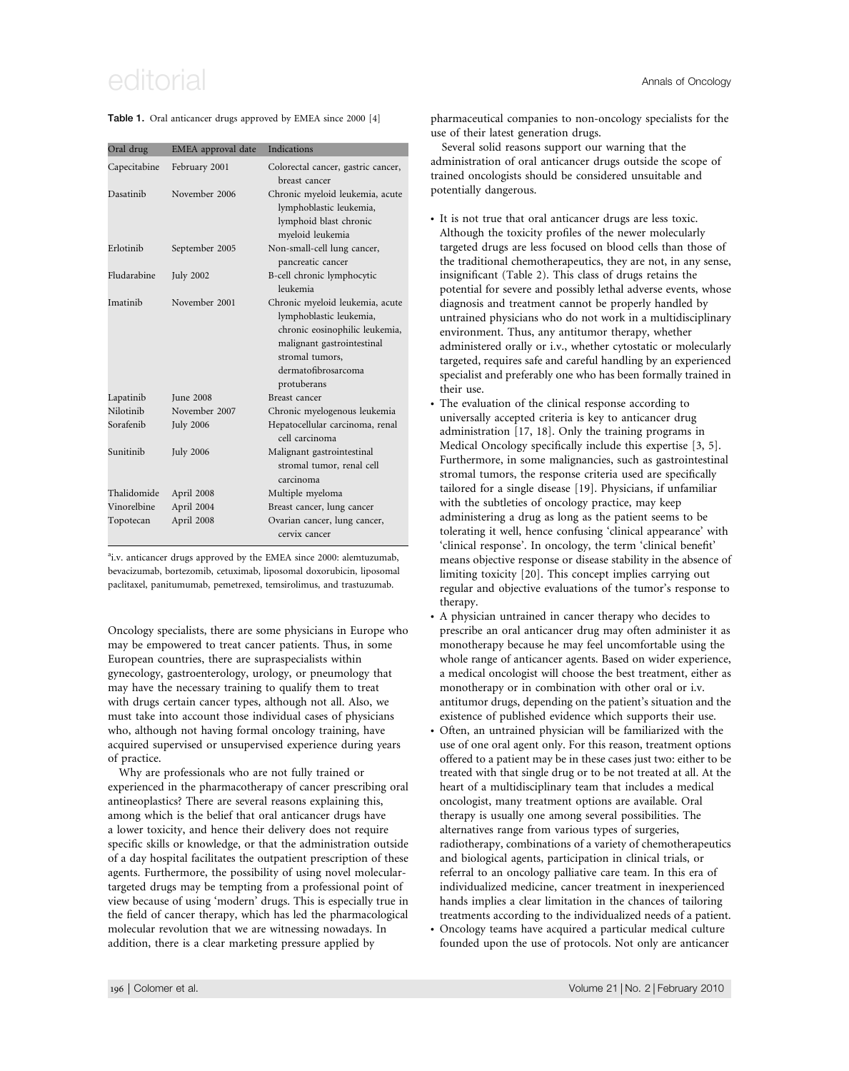**Table 1.** Oral anticancer drugs approved by EMEA since 2000 [4]

| Oral drug | EMEA approval date | Indications |
| --- | --- | --- |
| Capecitabine | February 2001 | Colorectal cancer, gastric cancer, breast cancer |
| Dasatinib | November 2006 | Chronic myeloid leukemia, acute lymphoblastic leukemia, lymphoid blast chronic myeloid leukemia |
| Erlotinib | September 2005 | Non-small-cell lung cancer, pancreatic cancer |
| Fludarabine | July 2002 | B-cell chronic lymphocytic leukemia |
| Imatinib | November 2001 | Chronic myeloid leukemia, acute lymphoblastic leukemia, chronic eosinophilic leukemia, malignant gastrointestinal stromal tumors, dermatofibrosarcoma protuberans |
| Lapatinib | June 2008 | Breast cancer |
| Nilotinib | November 2007 | Chronic myelogenous leukemia |
| Sorafenib | July 2006 | Hepatocellular carcinoma, renal cell carcinoma |
| Sunitinib | July 2006 | Malignant gastrointestinal stromal tumor, renal cell carcinoma |
| Thalidomide | April 2008 | Multiple myeloma |
| Vinorelbine | April 2004 | Breast cancer, lung cancer |
| Topotecan | April 2008 | Ovarian cancer, lung cancer, cervix cancer |

[a]i.v. anticancer drugs approved by the EMEA since 2000: alemtuzumab, bevacizumab, bortezomib, cetuximab, liposomal doxorubicin, liposomal paclitaxel, panitumumab, pemetrexed, temsirolimus, and trastuzumab.

Oncology specialists, there are some physicians in Europe who may be empowered to treat cancer patients. Thus, in some European countries, there are supraspecialists within gynecology, gastroenterology, urology, or pneumology that may have the necessary training to qualify them to treat with drugs certain cancer types, although not all. Also, we must take into account those individual cases of physicians who, although not having formal oncology training, have acquired supervised or unsupervised experience during years of practice.

Why are professionals who are not fully trained or experienced in the pharmacotherapy of cancer prescribing oral antineoplastics? There are several reasons explaining this, among which is the belief that oral anticancer drugs have a lower toxicity, and hence their delivery does not require specific skills or knowledge, or that the administration outside of a day hospital facilitates the outpatient prescription of these agents. Furthermore, the possibility of using novel molecular-targeted drugs may be tempting from a professional point of view because of using 'modern' drugs. This is especially true in the field of cancer therapy, which has led the pharmacological molecular revolution that we are witnessing nowadays. In addition, there is a clear marketing pressure applied by pharmaceutical companies to non-oncology specialists for the use of their latest generation drugs.

Several solid reasons support our warning that the administration of oral anticancer drugs outside the scope of trained oncologists should be considered unsuitable and potentially dangerous.

- It is not true that oral anticancer drugs are less toxic. Although the toxicity profiles of the newer molecularly targeted drugs are less focused on blood cells than those of the traditional chemotherapeutics, they are not, in any sense, insignificant (Table 2). This class of drugs retains the potential for severe and possibly lethal adverse events, whose diagnosis and treatment cannot be properly handled by untrained physicians who do not work in a multidisciplinary environment. Thus, any antitumor therapy, whether administered orally or i.v., whether cytostatic or molecularly targeted, requires safe and careful handling by an experienced specialist and preferably one who has been formally trained in their use.
- The evaluation of the clinical response according to universally accepted criteria is key to anticancer drug administration [17, 18]. Only the training programs in Medical Oncology specifically include this expertise [3, 5]. Furthermore, in some malignancies, such as gastrointestinal stromal tumors, the response criteria used are specifically tailored for a single disease [19]. Physicians, if unfamiliar with the subtleties of oncology practice, may keep administering a drug as long as the patient seems to be tolerating it well, hence confusing 'clinical appearance' with 'clinical response'. In oncology, the term 'clinical benefit' means objective response or disease stability in the absence of limiting toxicity [20]. This concept implies carrying out regular and objective evaluations of the tumor's response to therapy.
- A physician untrained in cancer therapy who decides to prescribe an oral anticancer drug may often administer it as monotherapy because he may feel uncomfortable using the whole range of anticancer agents. Based on wider experience, a medical oncologist will choose the best treatment, either as monotherapy or in combination with other oral or i.v. antitumor drugs, depending on the patient's situation and the existence of published evidence which supports their use.
- Often, an untrained physician will be familiarized with the use of one oral agent only. For this reason, treatment options offered to a patient may be in these cases just two: either to be treated with that single drug or to be not treated at all. At the heart of a multidisciplinary team that includes a medical oncologist, many treatment options are available. Oral therapy is usually one among several possibilities. The alternatives range from various types of surgeries, radiotherapy, combinations of a variety of chemotherapeutics and biological agents, participation in clinical trials, or referral to an oncology palliative care team. In this era of individualized medicine, cancer treatment in inexperienced hands implies a clear limitation in the chances of tailoring treatments according to the individualized needs of a patient.
- Oncology teams have acquired a particular medical culture founded upon the use of protocols. Not only are anticancer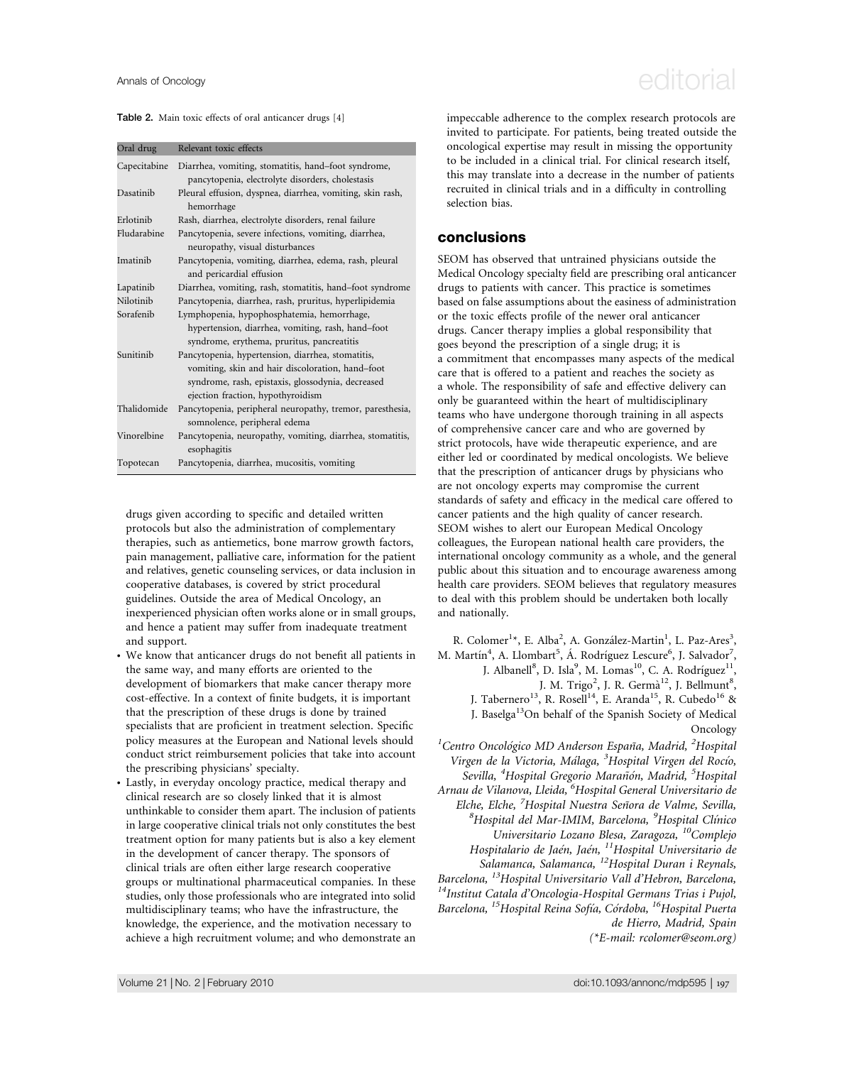**Table 2.** Main toxic effects of oral anticancer drugs [4]

| Oral drug | Relevant toxic effects |
|---|---|
| Capecitabine | Diarrhea, vomiting, stomatitis, hand–foot syndrome, pancytopenia, electrolyte disorders, cholestasis |
| Dasatinib | Pleural effusion, dyspnea, diarrhea, vomiting, skin rash, hemorrhage |
| Erlotinib | Rash, diarrhea, electrolyte disorders, renal failure |
| Fludarabine | Pancytopenia, severe infections, vomiting, diarrhea, neuropathy, visual disturbances |
| Imatinib | Pancytopenia, vomiting, diarrhea, edema, rash, pleural and pericardial effusion |
| Lapatinib | Diarrhea, vomiting, rash, stomatitis, hand–foot syndrome |
| Nilotinib | Pancytopenia, diarrhea, rash, pruritus, hyperlipidemia |
| Sorafenib | Lymphopenia, hypophosphatemia, hemorrhage, hypertension, diarrhea, vomiting, rash, hand–foot syndrome, erythema, pruritus, pancreatitis |
| Sunitinib | Pancytopenia, hypertension, diarrhea, stomatitis, vomiting, skin and hair discoloration, hand–foot syndrome, rash, epistaxis, glossodynia, decreased ejection fraction, hypothyroidism |
| Thalidomide | Pancytopenia, peripheral neuropathy, tremor, paresthesia, somnolence, peripheral edema |
| Vinorelbine | Pancytopenia, neuropathy, vomiting, diarrhea, stomatitis, esophagitis |
| Topotecan | Pancytopenia, diarrhea, mucositis, vomiting |

drugs given according to specific and detailed written protocols but also the administration of complementary therapies, such as antiemetics, bone marrow growth factors, pain management, palliative care, information for the patient and relatives, genetic counseling services, or data inclusion in cooperative databases, is covered by strict procedural guidelines. Outside the area of Medical Oncology, an inexperienced physician often works alone or in small groups, and hence a patient may suffer from inadequate treatment and support.

- We know that anticancer drugs do not benefit all patients in the same way, and many efforts are oriented to the development of biomarkers that make cancer therapy more cost-effective. In a context of finite budgets, it is important that the prescription of these drugs is done by trained specialists that are proficient in treatment selection. Specific policy measures at the European and National levels should conduct strict reimbursement policies that take into account the prescribing physicians' specialty.
- Lastly, in everyday oncology practice, medical therapy and clinical research are so closely linked that it is almost unthinkable to consider them apart. The inclusion of patients in large cooperative clinical trials not only constitutes the best treatment option for many patients but is also a key element in the development of cancer therapy. The sponsors of clinical trials are often either large research cooperative groups or multinational pharmaceutical companies. In these studies, only those professionals who are integrated into solid multidisciplinary teams; who have the infrastructure, the knowledge, the experience, and the motivation necessary to achieve a high recruitment volume; and who demonstrate an impeccable adherence to the complex research protocols are invited to participate. For patients, being treated outside the oncological expertise may result in missing the opportunity to be included in a clinical trial. For clinical research itself, this may translate into a decrease in the number of patients recruited in clinical trials and in a difficulty in controlling selection bias.

## conclusions

SEOM has observed that untrained physicians outside the Medical Oncology specialty field are prescribing oral anticancer drugs to patients with cancer. This practice is sometimes based on false assumptions about the easiness of administration or the toxic effects profile of the newer oral anticancer drugs. Cancer therapy implies a global responsibility that goes beyond the prescription of a single drug; it is a commitment that encompasses many aspects of the medical care that is offered to a patient and reaches the society as a whole. The responsibility of safe and effective delivery can only be guaranteed within the heart of multidisciplinary teams who have undergone thorough training in all aspects of comprehensive cancer care and who are governed by strict protocols, have wide therapeutic experience, and are either led or coordinated by medical oncologists. We believe that the prescription of anticancer drugs by physicians who are not oncology experts may compromise the current standards of safety and efficacy in the medical care offered to cancer patients and the high quality of cancer research. SEOM wishes to alert our European Medical Oncology colleagues, the European national health care providers, the international oncology community as a whole, and the general public about this situation and to encourage awareness among health care providers. SEOM believes that regulatory measures to deal with this problem should be undertaken both locally and nationally.

R. Colomer[1]*, E. Alba[2], A. González-Martin[1], L. Paz-Ares[3], M. Martín[4], A. Llombart[5], Á. Rodríguez Lescure[6], J. Salvador[7], J. Albanell[8], D. Isla[9], M. Lomas[10], C. A. Rodríguez[11], J. M. Trigo[2], J. R. Germà[12], J. Bellmunt[8], J. Tabernero[13], R. Rosell[14], E. Aranda[15], R. Cubedo[16] & J. Baselga[13] On behalf of the Spanish Society of Medical Oncology

*[1]Centro Oncológico MD Anderson España, Madrid, [2]Hospital Virgen de la Victoria, Málaga, [3]Hospital Virgen del Rocío, Sevilla, [4]Hospital Gregorio Marañón, Madrid, [5]Hospital Arnau de Vilanova, Lleida, [6]Hospital General Universitario de Elche, Elche, [7]Hospital Nuestra Señora de Valme, Sevilla, [8]Hospital del Mar-IMIM, Barcelona, [9]Hospital Clínico Universitario Lozano Blesa, Zaragoza, [10]Complejo Hospitalario de Jaén, Jaén, [11]Hospital Universitario de Salamanca, Salamanca, [12]Hospital Duran i Reynals, Barcelona, [13]Hospital Universitario Vall d'Hebron, Barcelona, [14]Institut Catala d'Oncologia-Hospital Germans Trias i Pujol, Barcelona, [15]Hospital Reina Sofía, Córdoba, [16]Hospital Puerta de Hierro, Madrid, Spain (*E-mail: rcolomer@seom.org)*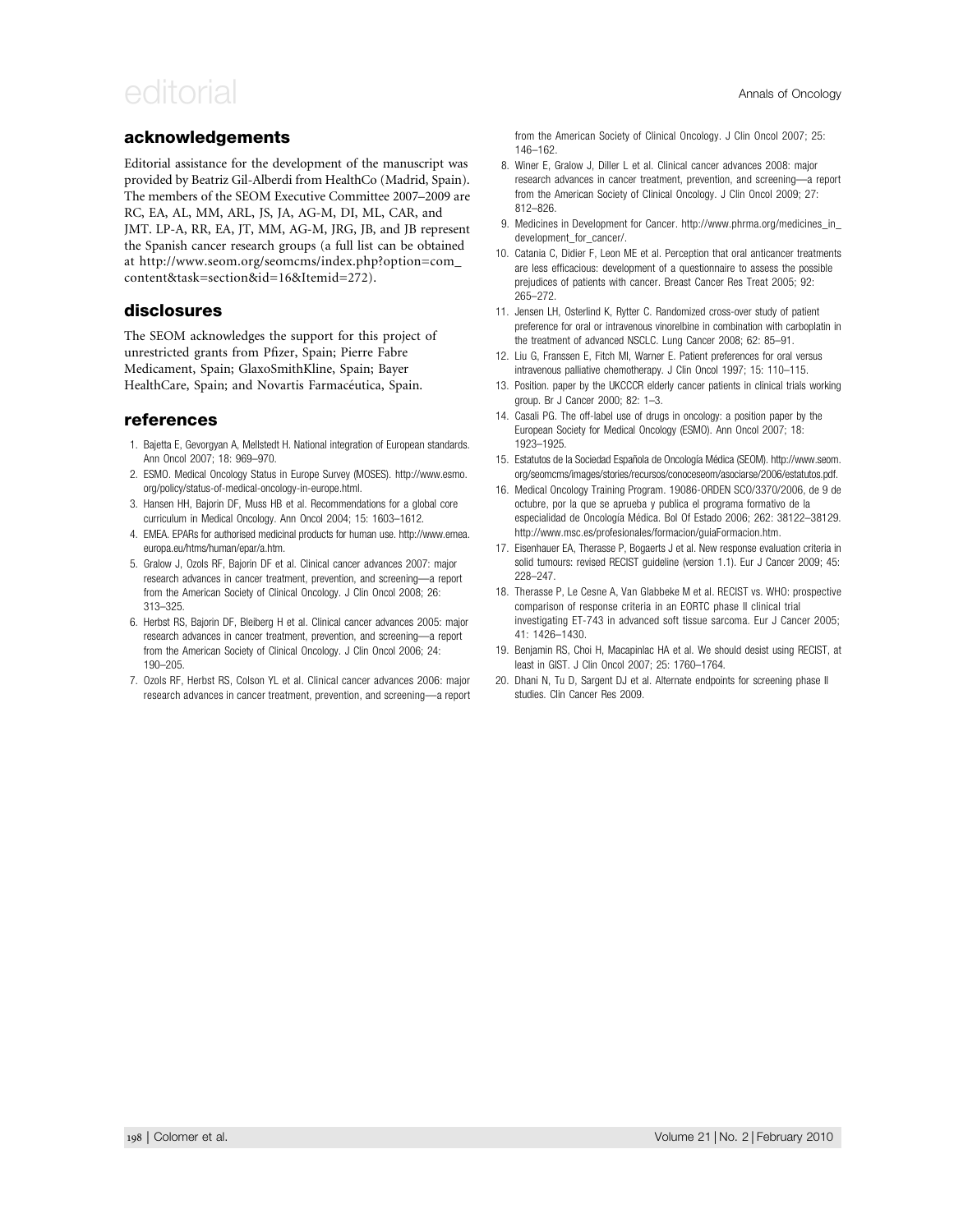## acknowledgements

Editorial assistance for the development of the manuscript was provided by Beatriz Gil-Alberdi from HealthCo (Madrid, Spain). The members of the SEOM Executive Committee 2007–2009 are RC, EA, AL, MM, ARL, JS, JA, AG-M, DI, ML, CAR, and JMT. LP-A, RR, EA, JT, MM, AG-M, JRG, JB, and JB represent the Spanish cancer research groups (a full list can be obtained at http://www.seom.org/seomcms/index.php?option=com_content&task=section&id=16&Itemid=272).

## disclosures

The SEOM acknowledges the support for this project of unrestricted grants from Pfizer, Spain; Pierre Fabre Medicament, Spain; GlaxoSmithKline, Spain; Bayer HealthCare, Spain; and Novartis Farmacéutica, Spain.

## references

1. Bajetta E, Gevorgyan A, Mellstedt H. National integration of European standards. Ann Oncol 2007; 18: 969–970.
2. ESMO. Medical Oncology Status in Europe Survey (MOSES). http://www.esmo.org/policy/status-of-medical-oncology-in-europe.html.
3. Hansen HH, Bajorin DF, Muss HB et al. Recommendations for a global core curriculum in Medical Oncology. Ann Oncol 2004; 15: 1603–1612.
4. EMEA. EPARs for authorised medicinal products for human use. http://www.emea.europa.eu/htms/human/epar/a.htm.
5. Gralow J, Ozols RF, Bajorin DF et al. Clinical cancer advances 2007: major research advances in cancer treatment, prevention, and screening—a report from the American Society of Clinical Oncology. J Clin Oncol 2008; 26: 313–325.
6. Herbst RS, Bajorin DF, Bleiberg H et al. Clinical cancer advances 2005: major research advances in cancer treatment, prevention, and screening—a report from the American Society of Clinical Oncology. J Clin Oncol 2006; 24: 190–205.
7. Ozols RF, Herbst RS, Colson YL et al. Clinical cancer advances 2006: major research advances in cancer treatment, prevention, and screening—a report from the American Society of Clinical Oncology. J Clin Oncol 2007; 25: 146–162.
8. Winer E, Gralow J, Diller L et al. Clinical cancer advances 2008: major research advances in cancer treatment, prevention, and screening—a report from the American Society of Clinical Oncology. J Clin Oncol 2009; 27: 812–826.
9. Medicines in Development for Cancer. http://www.phrma.org/medicines_in_development_for_cancer/.
10. Catania C, Didier F, Leon ME et al. Perception that oral anticancer treatments are less efficacious: development of a questionnaire to assess the possible prejudices of patients with cancer. Breast Cancer Res Treat 2005; 92: 265–272.
11. Jensen LH, Osterlind K, Rytter C. Randomized cross-over study of patient preference for oral or intravenous vinorelbine in combination with carboplatin in the treatment of advanced NSCLC. Lung Cancer 2008; 62: 85–91.
12. Liu G, Franssen E, Fitch MI, Warner E. Patient preferences for oral versus intravenous palliative chemotherapy. J Clin Oncol 1997; 15: 110–115.
13. Position. paper by the UKCCCR elderly cancer patients in clinical trials working group. Br J Cancer 2000; 82: 1–3.
14. Casali PG. The off-label use of drugs in oncology: a position paper by the European Society for Medical Oncology (ESMO). Ann Oncol 2007; 18: 1923–1925.
15. Estatutos de la Sociedad Española de Oncología Médica (SEOM). http://www.seom.org/seomcms/images/stories/recursos/conoceseom/asociarse/2006/estatutos.pdf.
16. Medical Oncology Training Program. 19086-ORDEN SCO/3370/2006, de 9 de octubre, por la que se aprueba y publica el programa formativo de la especialidad de Oncología Médica. Bol Of Estado 2006; 262: 38122–38129. http://www.msc.es/profesionales/formacion/guiaFormacion.htm.
17. Eisenhauer EA, Therasse P, Bogaerts J et al. New response evaluation criteria in solid tumours: revised RECIST guideline (version 1.1). Eur J Cancer 2009; 45: 228–247.
18. Therasse P, Le Cesne A, Van Glabbeke M et al. RECIST vs. WHO: prospective comparison of response criteria in an EORTC phase II clinical trial investigating ET-743 in advanced soft tissue sarcoma. Eur J Cancer 2005; 41: 1426–1430.
19. Benjamin RS, Choi H, Macapinlac HA et al. We should desist using RECIST, at least in GIST. J Clin Oncol 2007; 25: 1760–1764.
20. Dhani N, Tu D, Sargent DJ et al. Alternate endpoints for screening phase II studies. Clin Cancer Res 2009.